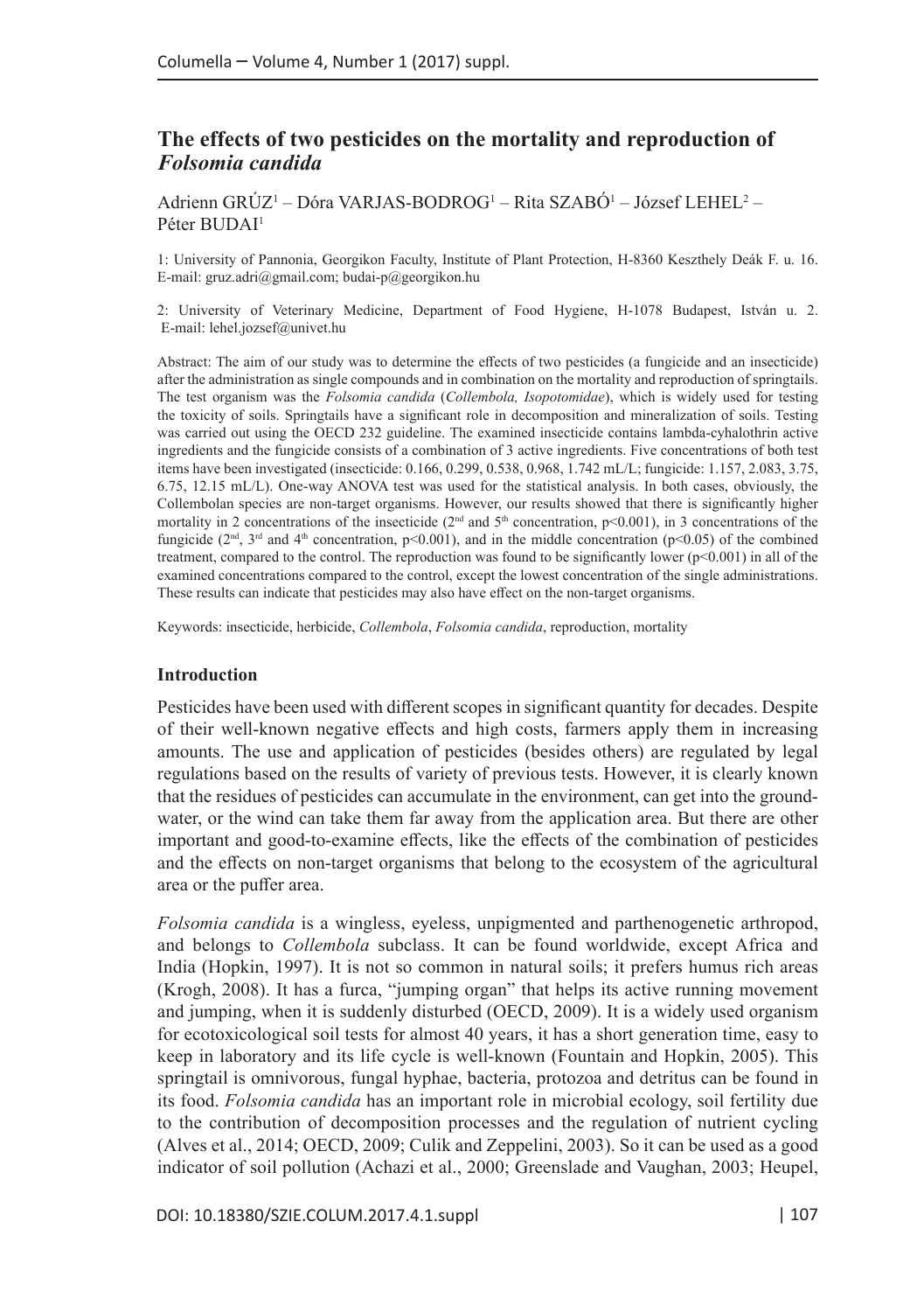# The effects of two pesticides on the mortality and reproduction of *Folsomia candida*

Adrienn GRÚZ[1] – Dóra VARJAS-BODROG[1] – Rita SZABÓ[1] – József LEHEL[2] – Péter BUDAI[1]

1: University of Pannonia, Georgikon Faculty, Institute of Plant Protection, H-8360 Keszthely Deák F. u. 16. E-mail: gruz.adri@gmail.com; budai-p@georgikon.hu

2: University of Veterinary Medicine, Department of Food Hygiene, H-1078 Budapest, István u. 2. E-mail: lehel.jozsef@univet.hu

Abstract: The aim of our study was to determine the effects of two pesticides (a fungicide and an insecticide) after the administration as single compounds and in combination on the mortality and reproduction of springtails. The test organism was the *Folsomia candida* (*Collembola, Isopotomidae*), which is widely used for testing the toxicity of soils. Springtails have a significant role in decomposition and mineralization of soils. Testing was carried out using the OECD 232 guideline. The examined insecticide contains lambda-cyhalothrin active ingredients and the fungicide consists of a combination of 3 active ingredients. Five concentrations of both test items have been investigated (insecticide: 0.166, 0.299, 0.538, 0.968, 1.742 mL/L; fungicide: 1.157, 2.083, 3.75, 6.75, 12.15 mL/L). One-way ANOVA test was used for the statistical analysis. In both cases, obviously, the Collembolan species are non-target organisms. However, our results showed that there is significantly higher mortality in 2 concentrations of the insecticide (2nd and 5th concentration, $p<0.001$), in 3 concentrations of the fungicide (2nd, 3rd and 4th concentration, $p<0.001$), and in the middle concentration ($p<0.05$) of the combined treatment, compared to the control. The reproduction was found to be significantly lower ($p<0.001$) in all of the examined concentrations compared to the control, except the lowest concentration of the single administrations. These results can indicate that pesticides may also have effect on the non-target organisms.

Keywords: insecticide, herbicide, *Collembola*, *Folsomia candida*, reproduction, mortality

## Introduction

Pesticides have been used with different scopes in significant quantity for decades. Despite of their well-known negative effects and high costs, farmers apply them in increasing amounts. The use and application of pesticides (besides others) are regulated by legal regulations based on the results of variety of previous tests. However, it is clearly known that the residues of pesticides can accumulate in the environment, can get into the ground-water, or the wind can take them far away from the application area. But there are other important and good-to-examine effects, like the effects of the combination of pesticides and the effects on non-target organisms that belong to the ecosystem of the agricultural area or the puffer area.

*Folsomia candida* is a wingless, eyeless, unpigmented and parthenogenetic arthropod, and belongs to *Collembola* subclass. It can be found worldwide, except Africa and India (Hopkin, 1997). It is not so common in natural soils; it prefers humus rich areas (Krogh, 2008). It has a furca, "jumping organ" that helps its active running movement and jumping, when it is suddenly disturbed (OECD, 2009). It is a widely used organism for ecotoxicological soil tests for almost 40 years, it has a short generation time, easy to keep in laboratory and its life cycle is well-known (Fountain and Hopkin, 2005). This springtail is omnivorous, fungal hyphae, bacteria, protozoa and detritus can be found in its food. *Folsomia candida* has an important role in microbial ecology, soil fertility due to the contribution of decomposition processes and the regulation of nutrient cycling (Alves et al., 2014; OECD, 2009; Culik and Zeppelini, 2003). So it can be used as a good indicator of soil pollution (Achazi et al., 2000; Greenslade and Vaughan, 2003; Heupel,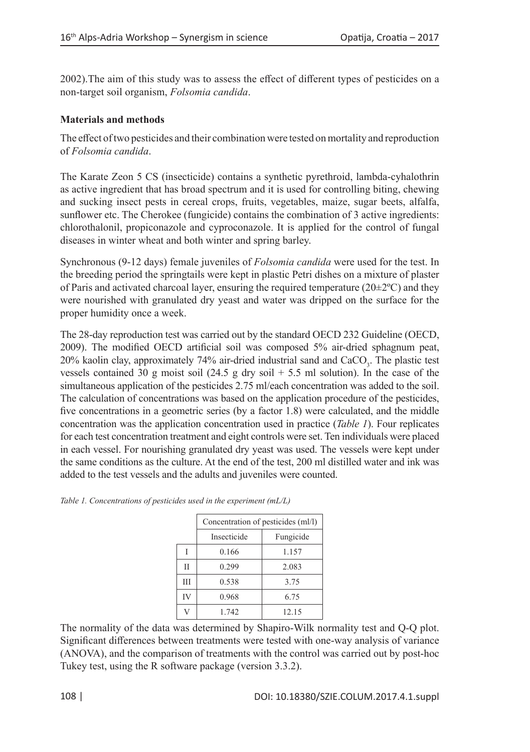2002).The aim of this study was to assess the effect of different types of pesticides on a non-target soil organism, *Folsomia candida*.

**Materials and methods**

The effect of two pesticides and their combination were tested on mortality and reproduction of *Folsomia candida*.

The Karate Zeon 5 CS (insecticide) contains a synthetic pyrethroid, lambda-cyhalothrin as active ingredient that has broad spectrum and it is used for controlling biting, chewing and sucking insect pests in cereal crops, fruits, vegetables, maize, sugar beets, alfalfa, sunflower etc. The Cherokee (fungicide) contains the combination of 3 active ingredients: chlorothalonil, propiconazole and cyproconazole. It is applied for the control of fungal diseases in winter wheat and both winter and spring barley.

Synchronous (9-12 days) female juveniles of *Folsomia candida* were used for the test. In the breeding period the springtails were kept in plastic Petri dishes on a mixture of plaster of Paris and activated charcoal layer, ensuring the required temperature (20±2ºC) and they were nourished with granulated dry yeast and water was dripped on the surface for the proper humidity once a week.

The 28-day reproduction test was carried out by the standard OECD 232 Guideline (OECD, 2009). The modified OECD artificial soil was composed 5% air-dried sphagnum peat, 20% kaolin clay, approximately 74% air-dried industrial sand and $CaCO_3$. The plastic test vessels contained 30 g moist soil (24.5 g dry soil + 5.5 ml solution). In the case of the simultaneous application of the pesticides 2.75 ml/each concentration was added to the soil. The calculation of concentrations was based on the application procedure of the pesticides, five concentrations in a geometric series (by a factor 1.8) were calculated, and the middle concentration was the application concentration used in practice (*Table 1*). Four replicates for each test concentration treatment and eight controls were set. Ten individuals were placed in each vessel. For nourishing granulated dry yeast was used. The vessels were kept under the same conditions as the culture. At the end of the test, 200 ml distilled water and ink was added to the test vessels and the adults and juveniles were counted.

*Table 1. Concentrations of pesticides used in the experiment (mL/L)*

| | Concentration of pesticides (ml/l) | |
|---|---|---|
| | Insecticide | Fungicide |
| I | 0.166 | 1.157 |
| II | 0.299 | 2.083 |
| III | 0.538 | 3.75 |
| IV | 0.968 | 6.75 |
| V | 1.742 | 12.15 |

The normality of the data was determined by Shapiro-Wilk normality test and Q-Q plot. Significant differences between treatments were tested with one-way analysis of variance (ANOVA), and the comparison of treatments with the control was carried out by post-hoc Tukey test, using the R software package (version 3.3.2).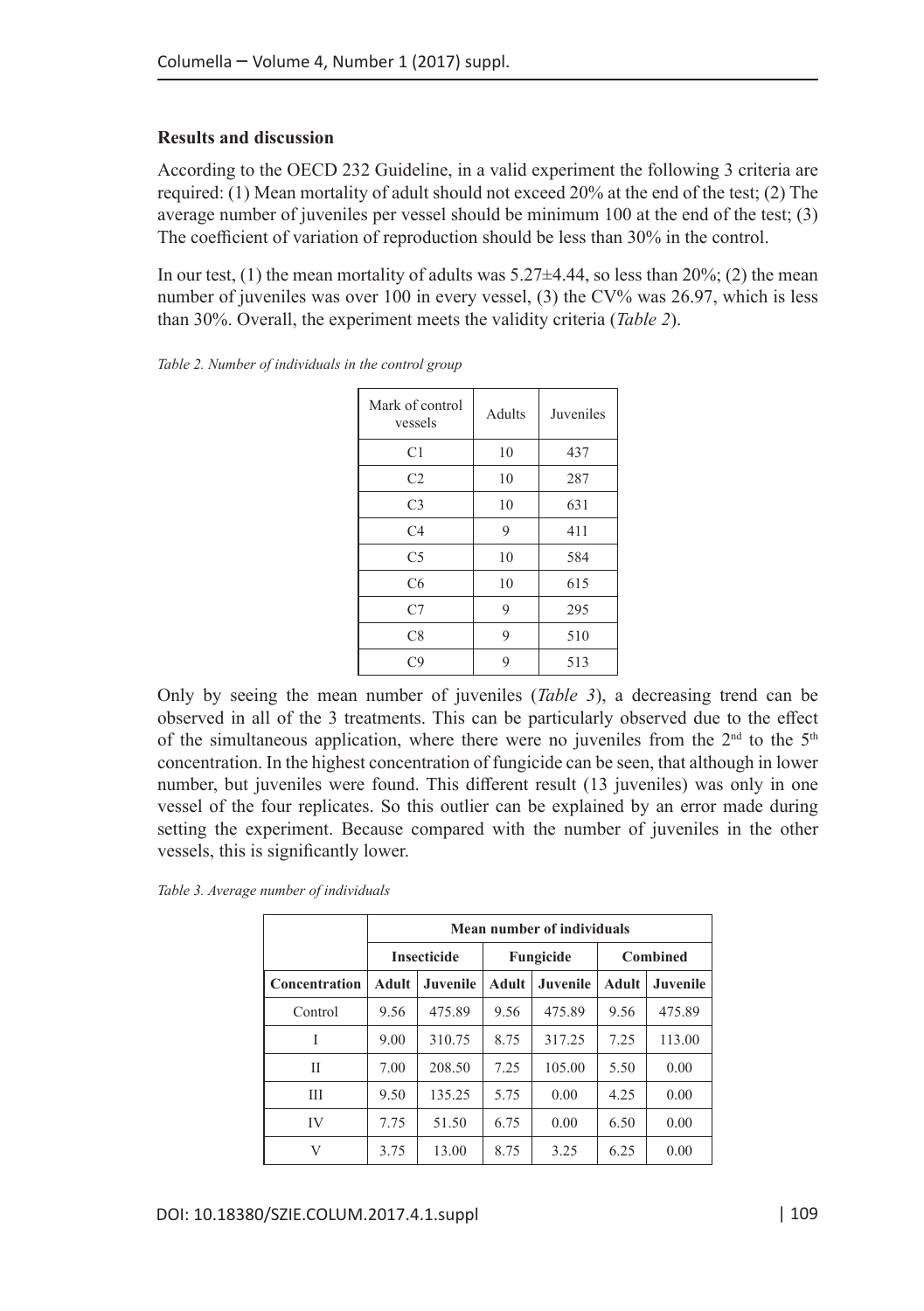### Results and discussion

According to the OECD 232 Guideline, in a valid experiment the following 3 criteria are required: (1) Mean mortality of adult should not exceed 20% at the end of the test; (2) The average number of juveniles per vessel should be minimum 100 at the end of the test; (3) The coefficient of variation of reproduction should be less than 30% in the control.

In our test, (1) the mean mortality of adults was 5.27±4.44, so less than 20%; (2) the mean number of juveniles was over 100 in every vessel, (3) the CV% was 26.97, which is less than 30%. Overall, the experiment meets the validity criteria (*Table 2*).

*Table 2. Number of individuals in the control group*

| Mark of control vessels | Adults | Juveniles |
|---|---|---|
| C1 | 10 | 437 |
| C2 | 10 | 287 |
| C3 | 10 | 631 |
| C4 | 9 | 411 |
| C5 | 10 | 584 |
| C6 | 10 | 615 |
| C7 | 9 | 295 |
| C8 | 9 | 510 |
| C9 | 9 | 513 |

Only by seeing the mean number of juveniles (*Table 3*), a decreasing trend can be observed in all of the 3 treatments. This can be particularly observed due to the effect of the simultaneous application, where there were no juveniles from the 2nd to the 5th concentration. In the highest concentration of fungicide can be seen, that although in lower number, but juveniles were found. This different result (13 juveniles) was only in one vessel of the four replicates. So this outlier can be explained by an error made during setting the experiment. Because compared with the number of juveniles in the other vessels, this is significantly lower.

*Table 3. Average number of individuals*

| | Mean number of individuals | | | | | |
|---|---|---|---|---|---|---|
| | Insecticide | | Fungicide | | Combined | |
| **Concentration** | **Adult** | **Juvenile** | **Adult** | **Juvenile** | **Adult** | **Juvenile** |
| Control | 9.56 | 475.89 | 9.56 | 475.89 | 9.56 | 475.89 |
| I | 9.00 | 310.75 | 8.75 | 317.25 | 7.25 | 113.00 |
| II | 7.00 | 208.50 | 7.25 | 105.00 | 5.50 | 0.00 |
| III | 9.50 | 135.25 | 5.75 | 0.00 | 4.25 | 0.00 |
| IV | 7.75 | 51.50 | 6.75 | 0.00 | 6.50 | 0.00 |
| V | 3.75 | 13.00 | 8.75 | 3.25 | 6.25 | 0.00 |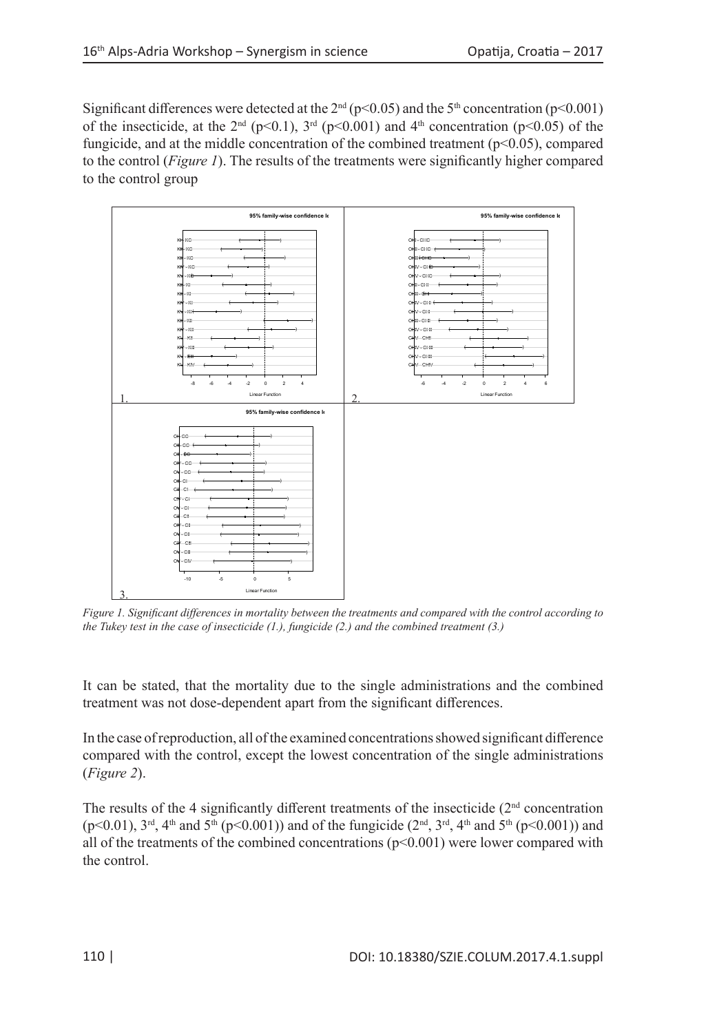Significant differences were detected at the 2nd ($p<0.05$) and the 5th concentration ($p<0.001$) of the insecticide, at the 2nd ($p<0.1$), 3rd ($p<0.001$) and 4th concentration ($p<0.05$) of the fungicide, and at the middle concentration of the combined treatment ($p<0.05$), compared to the control (*Figure 1*). The results of the treatments were significantly higher compared to the control group

*Figure 1. Significant differences in mortality between the treatments and compared with the control according to the Tukey test in the case of insecticide (1.), fungicide (2.) and the combined treatment (3.)*

It can be stated, that the mortality due to the single administrations and the combined treatment was not dose-dependent apart from the significant differences.

In the case of reproduction, all of the examined concentrations showed significant difference compared with the control, except the lowest concentration of the single administrations (*Figure 2*).

The results of the 4 significantly different treatments of the insecticide (2nd concentration ($p<0.01$), 3rd, 4th and 5th ($p<0.001$)) and of the fungicide (2nd, 3rd, 4th and 5th ($p<0.001$)) and all of the treatments of the combined concentrations ($p<0.001$) were lower compared with the control.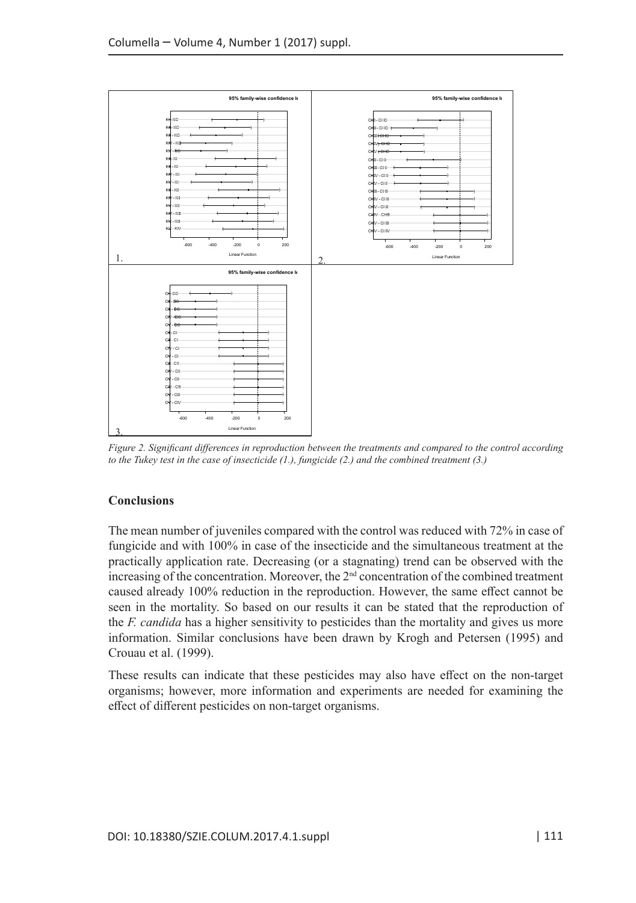*Figure 2. Significant differences in reproduction between the treatments and compared to the control according to the Tukey test in the case of insecticide (1.), fungicide (2.) and the combined treatment (3.)*

## Conclusions

The mean number of juveniles compared with the control was reduced with 72% in case of fungicide and with 100% in case of the insecticide and the simultaneous treatment at the practically application rate. Decreasing (or a stagnating) trend can be observed with the increasing of the concentration. Moreover, the 2nd concentration of the combined treatment caused already 100% reduction in the reproduction. However, the same effect cannot be seen in the mortality. So based on our results it can be stated that the reproduction of the *F. candida* has a higher sensitivity to pesticides than the mortality and gives us more information. Similar conclusions have been drawn by Krogh and Petersen (1995) and Crouau et al. (1999).

These results can indicate that these pesticides may also have effect on the non-target organisms; however, more information and experiments are needed for examining the effect of different pesticides on non-target organisms.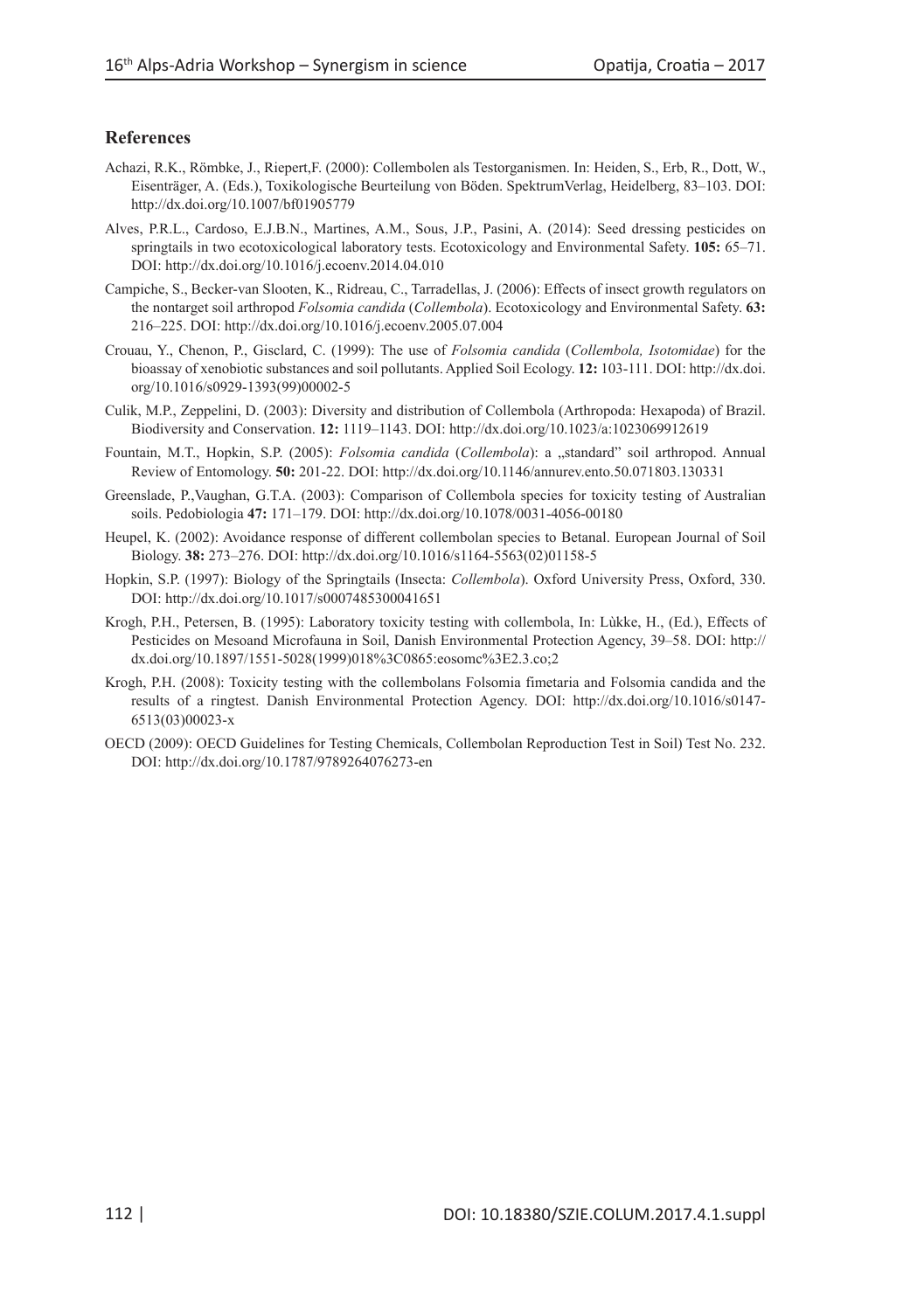## References

Achazi, R.K., Römbke, J., Riepert,F. (2000): Collembolen als Testorganismen. In: Heiden, S., Erb, R., Dott, W., Eisenträger, A. (Eds.), Toxikologische Beurteilung von Böden. SpektrumVerlag, Heidelberg, 83–103. DOI: http://dx.doi.org/10.1007/bf01905779

Alves, P.R.L., Cardoso, E.J.B.N., Martines, A.M., Sous, J.P., Pasini, A. (2014): Seed dressing pesticides on springtails in two ecotoxicological laboratory tests. Ecotoxicology and Environmental Safety. **105:** 65–71. DOI: http://dx.doi.org/10.1016/j.ecoenv.2014.04.010

Campiche, S., Becker-van Slooten, K., Ridreau, C., Tarradellas, J. (2006): Effects of insect growth regulators on the nontarget soil arthropod *Folsomia candida* (*Collembola*). Ecotoxicology and Environmental Safety. **63:** 216–225. DOI: http://dx.doi.org/10.1016/j.ecoenv.2005.07.004

Crouau, Y., Chenon, P., Gisclard, C. (1999): The use of *Folsomia candida* (*Collembola, Isotomidae*) for the bioassay of xenobiotic substances and soil pollutants. Applied Soil Ecology. **12:** 103-111. DOI: http://dx.doi.org/10.1016/s0929-1393(99)00002-5

Culik, M.P., Zeppelini, D. (2003): Diversity and distribution of Collembola (Arthropoda: Hexapoda) of Brazil. Biodiversity and Conservation. **12:** 1119–1143. DOI: http://dx.doi.org/10.1023/a:1023069912619

Fountain, M.T., Hopkin, S.P. (2005): *Folsomia candida* (*Collembola*): a „standard" soil arthropod. Annual Review of Entomology. **50:** 201-22. DOI: http://dx.doi.org/10.1146/annurev.ento.50.071803.130331

Greenslade, P.,Vaughan, G.T.A. (2003): Comparison of Collembola species for toxicity testing of Australian soils. Pedobiologia **47:** 171–179. DOI: http://dx.doi.org/10.1078/0031-4056-00180

Heupel, K. (2002): Avoidance response of different collembolan species to Betanal. European Journal of Soil Biology. **38:** 273–276. DOI: http://dx.doi.org/10.1016/s1164-5563(02)01158-5

Hopkin, S.P. (1997): Biology of the Springtails (Insecta: *Collembola*). Oxford University Press, Oxford, 330. DOI: http://dx.doi.org/10.1017/s0007485300041651

Krogh, P.H., Petersen, B. (1995): Laboratory toxicity testing with collembola, In: Lùkke, H., (Ed.), Effects of Pesticides on Mesoand Microfauna in Soil, Danish Environmental Protection Agency, 39–58. DOI: http://dx.doi.org/10.1897/1551-5028(1999)018%3C0865:eosomc%3E2.3.co;2

Krogh, P.H. (2008): Toxicity testing with the collembolans Folsomia fimetaria and Folsomia candida and the results of a ringtest. Danish Environmental Protection Agency. DOI: http://dx.doi.org/10.1016/s0147-6513(03)00023-x

OECD (2009): OECD Guidelines for Testing Chemicals, Collembolan Reproduction Test in Soil) Test No. 232. DOI: http://dx.doi.org/10.1787/9789264076273-en